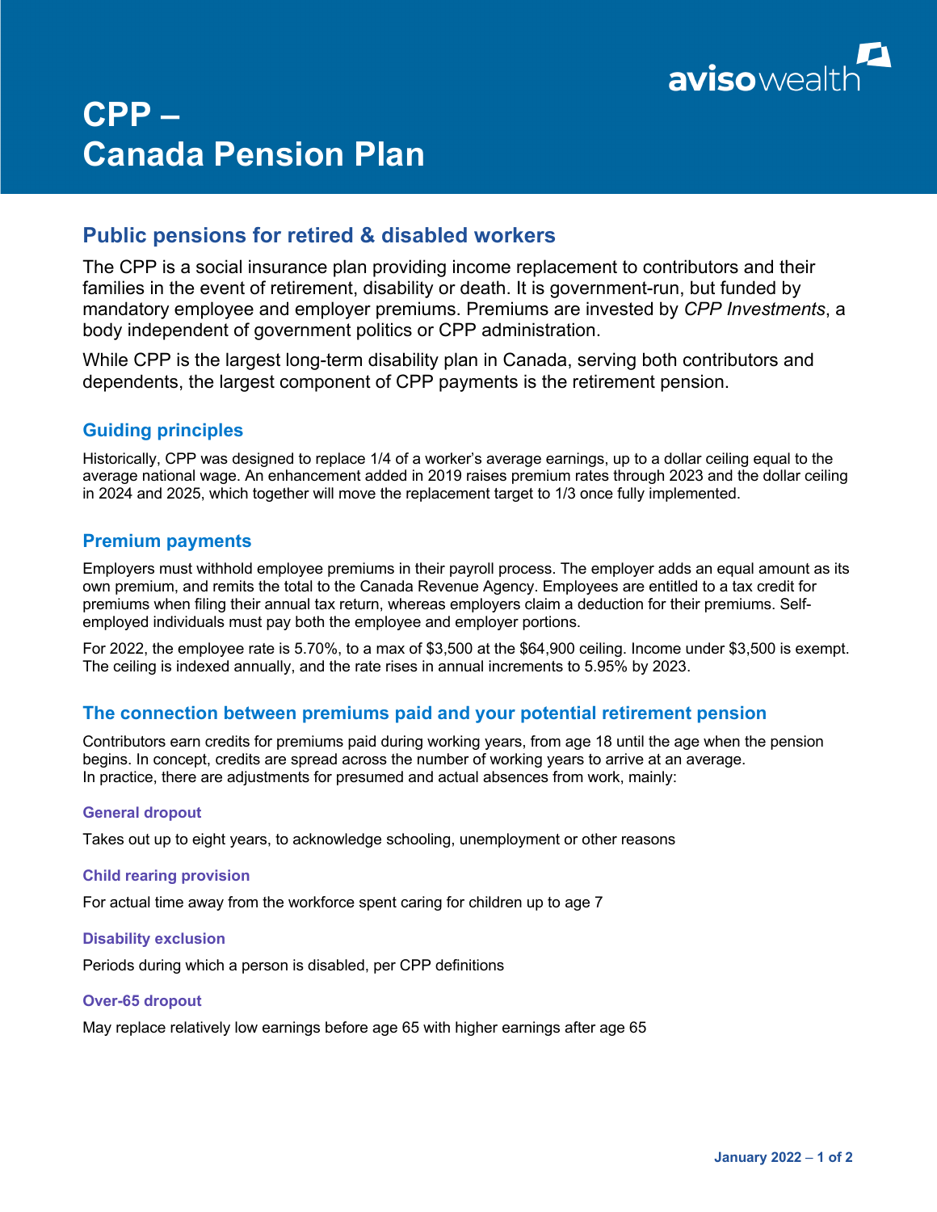# CPP – Canada Pension Plan

## Public pensions for retired & disabled workers

The CPP is a social insurance plan providing income replacement to contributors and their families in the event of retirement, disability or death. It is government-run, but funded by mandatory employee and employer premiums. Premiums are invested by *CPP Investments*, a body independent of government politics or CPP administration.

While CPP is the largest long-term disability plan in Canada, serving both contributors and dependents, the largest component of CPP payments is the retirement pension.

### Guiding principles

Historically, CPP was designed to replace 1/4 of a worker's average earnings, up to a dollar ceiling equal to the average national wage. An enhancement added in 2019 raises premium rates through 2023 and the dollar ceiling in 2024 and 2025, which together will move the replacement target to 1/3 once fully implemented.

### Premium payments

Employers must withhold employee premiums in their payroll process. The employer adds an equal amount as its own premium, and remits the total to the Canada Revenue Agency. Employees are entitled to a tax credit for premiums when filing their annual tax return, whereas employers claim a deduction for their premiums. Self-employed individuals must pay both the employee and employer portions.

For 2022, the employee rate is 5.70%, to a max of $3,500 at the $64,900 ceiling. Income under $3,500 is exempt. The ceiling is indexed annually, and the rate rises in annual increments to 5.95% by 2023.

### The connection between premiums paid and your potential retirement pension

Contributors earn credits for premiums paid during working years, from age 18 until the age when the pension begins. In concept, credits are spread across the number of working years to arrive at an average. In practice, there are adjustments for presumed and actual absences from work, mainly:

#### General dropout

Takes out up to eight years, to acknowledge schooling, unemployment or other reasons

#### Child rearing provision

For actual time away from the workforce spent caring for children up to age 7

#### Disability exclusion

Periods during which a person is disabled, per CPP definitions

#### Over-65 dropout

May replace relatively low earnings before age 65 with higher earnings after age 65

January 2022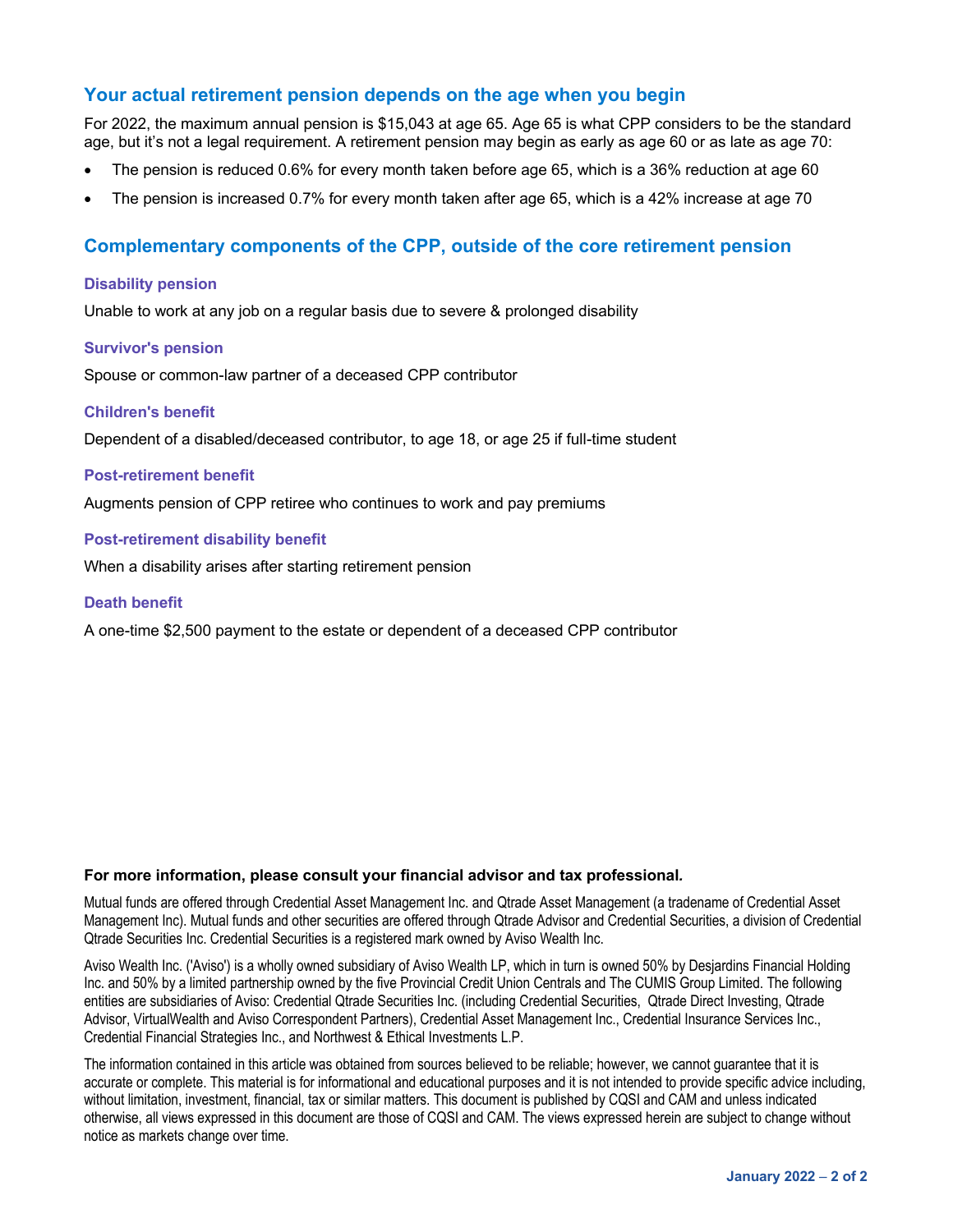## Your actual retirement pension depends on the age when you begin

For 2022, the maximum annual pension is $15,043 at age 65. Age 65 is what CPP considers to be the standard age, but it's not a legal requirement. A retirement pension may begin as early as age 60 or as late as age 70:

- The pension is reduced 0.6% for every month taken before age 65, which is a 36% reduction at age 60
- The pension is increased 0.7% for every month taken after age 65, which is a 42% increase at age 70

## Complementary components of the CPP, outside of the core retirement pension

### Disability pension

Unable to work at any job on a regular basis due to severe & prolonged disability

### Survivor's pension

Spouse or common-law partner of a deceased CPP contributor

### Children's benefit

Dependent of a disabled/deceased contributor, to age 18, or age 25 if full-time student

### Post-retirement benefit

Augments pension of CPP retiree who continues to work and pay premiums

### Post-retirement disability benefit

When a disability arises after starting retirement pension

### Death benefit

A one-time $2,500 payment to the estate or dependent of a deceased CPP contributor

**For more information, please consult your financial advisor and tax professional.**

Mutual funds are offered through Credential Asset Management Inc. and Qtrade Asset Management (a tradename of Credential Asset Management Inc). Mutual funds and other securities are offered through Qtrade Advisor and Credential Securities, a division of Credential Qtrade Securities Inc. Credential Securities is a registered mark owned by Aviso Wealth Inc.

Aviso Wealth Inc. ('Aviso') is a wholly owned subsidiary of Aviso Wealth LP, which in turn is owned 50% by Desjardins Financial Holding Inc. and 50% by a limited partnership owned by the five Provincial Credit Union Centrals and The CUMIS Group Limited. The following entities are subsidiaries of Aviso: Credential Qtrade Securities Inc. (including Credential Securities, Qtrade Direct Investing, Qtrade Advisor, VirtualWealth and Aviso Correspondent Partners), Credential Asset Management Inc., Credential Insurance Services Inc., Credential Financial Strategies Inc., and Northwest & Ethical Investments L.P.

The information contained in this article was obtained from sources believed to be reliable; however, we cannot guarantee that it is accurate or complete. This material is for informational and educational purposes and it is not intended to provide specific advice including, without limitation, investment, financial, tax or similar matters. This document is published by CQSI and CAM and unless indicated otherwise, all views expressed in this document are those of CQSI and CAM. The views expressed herein are subject to change without notice as markets change over time.

January 2022